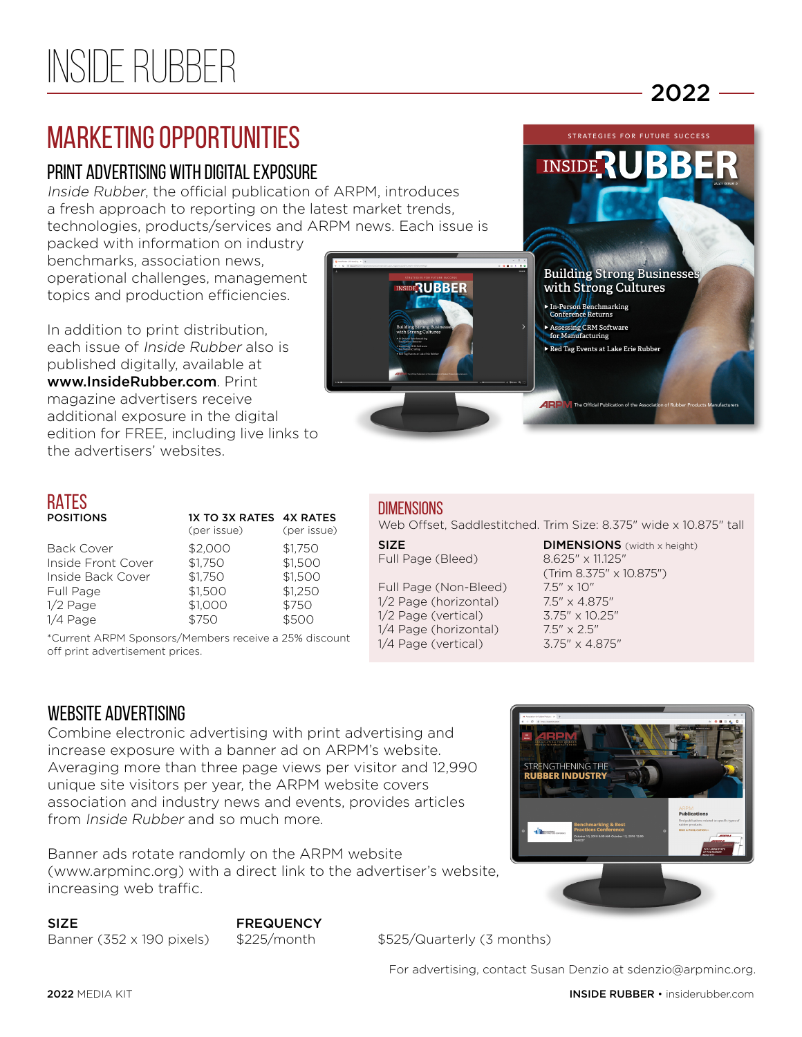# INSIDE RUBBER

2022

## MARKETING OPPORTUNITIES

### PRINT ADVERTISING WITH DIGITAL EXPOSURE

*Inside Rubber*, the official publication of ARPM, introduces a fresh approach to reporting on the latest market trends, technologies, products/services and ARPM news. Each issue is packed with information on industry benchmarks, association news, operational challenges, management topics and production efficiencies.

In addition to print distribution, each issue of *Inside Rubber* also is published digitally, available at **www.InsideRubber.com**. Print magazine advertisers receive additional exposure in the digital edition for FREE, including live links to the advertisers' websites.

### RATES

| POSITIONS | 1X TO 3X RATES (per issue) | 4X RATES (per issue) |
|---|---|---|
| Back Cover | $2,000 | $1,750 |
| Inside Front Cover | $1,750 | $1,500 |
| Inside Back Cover | $1,750 | $1,500 |
| Full Page | $1,500 | $1,250 |
| 1/2 Page | $1,000 | $750 |
| 1/4 Page | $750 | $500 |

*Current ARPM Sponsors/Members receive a 25% discount off print advertisement prices.

### DIMENSIONS

Web Offset, Saddlestitched. Trim Size: 8.375" wide x 10.875" tall

| SIZE | DIMENSIONS (width x height) |
|---|---|
| Full Page (Bleed) | 8.625" x 11.125" (Trim 8.375" x 10.875") |
| Full Page (Non-Bleed) | 7.5" x 10" |
| 1/2 Page (horizontal) | 7.5" x 4.875" |
| 1/2 Page (vertical) | 3.75" x 10.25" |
| 1/4 Page (horizontal) | 7.5" x 2.5" |
| 1/4 Page (vertical) | 3.75" x 4.875" |

### WEBSITE ADVERTISING

Combine electronic advertising with print advertising and increase exposure with a banner ad on ARPM's website. Averaging more than three page views per visitor and 12,990 unique site visitors per year, the ARPM website covers association and industry news and events, provides articles from *Inside Rubber* and so much more.

Banner ads rotate randomly on the ARPM website (www.arpminc.org) with a direct link to the advertiser's website, increasing web traffic.

| SIZE | FREQUENCY | |
|---|---|---|
| Banner (352 x 190 pixels) | $225/month | $525/Quarterly (3 months) |

For advertising, contact Susan Denzio at sdenzio@arpminc.org.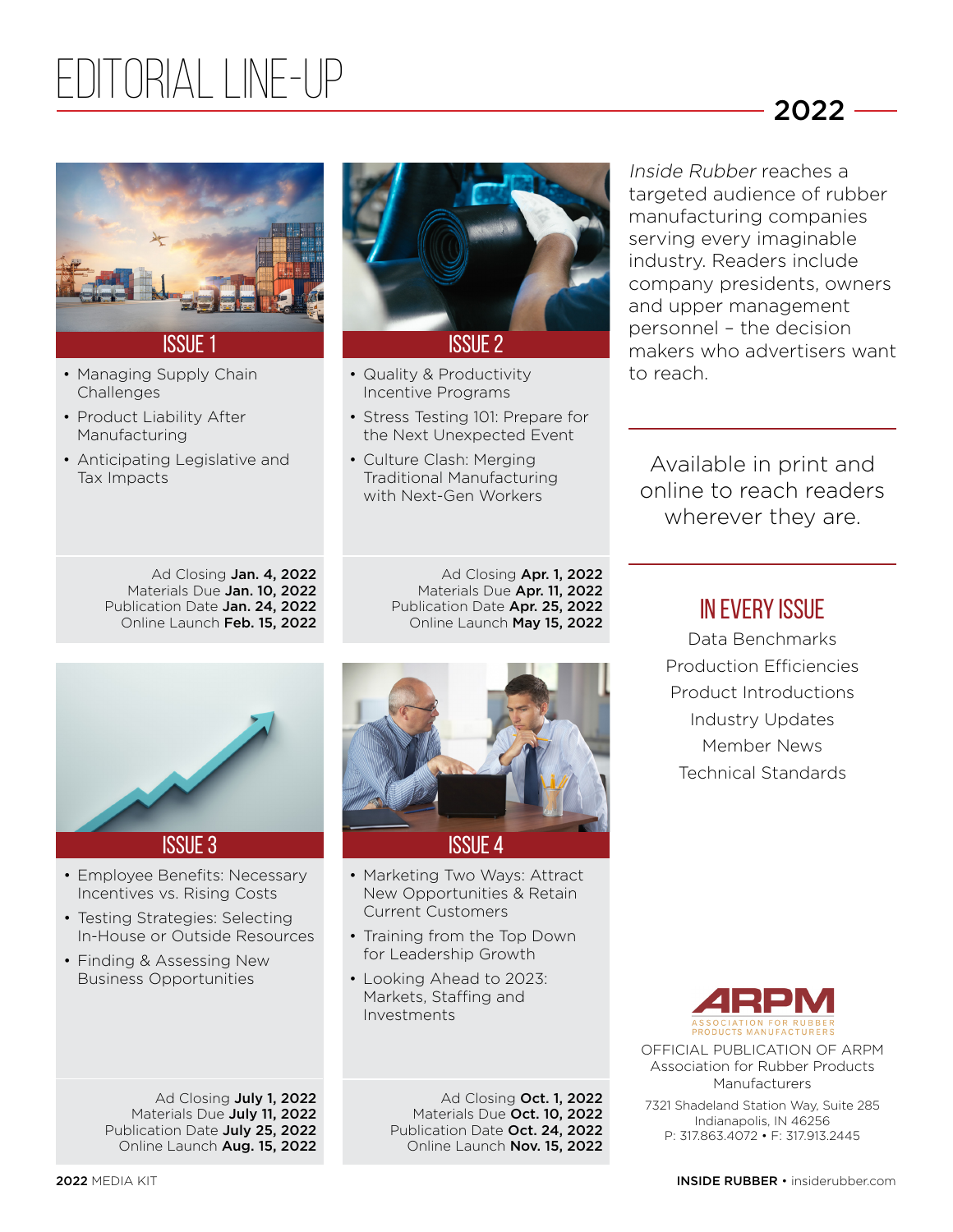# EDITORIAL LINE-UP

## 2022

### ISSUE 1

- Managing Supply Chain Challenges
- Product Liability After Manufacturing
- Anticipating Legislative and Tax Impacts

Ad Closing **Jan. 4, 2022**
Materials Due **Jan. 10, 2022**
Publication Date **Jan. 24, 2022**
Online Launch **Feb. 15, 2022**

### ISSUE 2

- Quality & Productivity Incentive Programs
- Stress Testing 101: Prepare for the Next Unexpected Event
- Culture Clash: Merging Traditional Manufacturing with Next-Gen Workers

Ad Closing **Apr. 1, 2022**
Materials Due **Apr. 11, 2022**
Publication Date **Apr. 25, 2022**
Online Launch **May 15, 2022**

### ISSUE 3

- Employee Benefits: Necessary Incentives vs. Rising Costs
- Testing Strategies: Selecting In-House or Outside Resources
- Finding & Assessing New Business Opportunities

Ad Closing **July 1, 2022**
Materials Due **July 11, 2022**
Publication Date **July 25, 2022**
Online Launch **Aug. 15, 2022**

### ISSUE 4

- Marketing Two Ways: Attract New Opportunities & Retain Current Customers
- Training from the Top Down for Leadership Growth
- Looking Ahead to 2023: Markets, Staffing and Investments

Ad Closing **Oct. 1, 2022**
Materials Due **Oct. 10, 2022**
Publication Date **Oct. 24, 2022**
Online Launch **Nov. 15, 2022**

*Inside Rubber* reaches a targeted audience of rubber manufacturing companies serving every imaginable industry. Readers include company presidents, owners and upper management personnel – the decision makers who advertisers want to reach.

Available in print and online to reach readers wherever they are.

### IN EVERY ISSUE

Data Benchmarks
Production Efficiencies
Product Introductions
Industry Updates
Member News
Technical Standards

ARPM
ASSOCIATION FOR RUBBER PRODUCTS MANUFACTURERS

OFFICIAL PUBLICATION OF ARPM
Association for Rubber Products Manufacturers

7321 Shadeland Station Way, Suite 285
Indianapolis, IN 46256
P: 317.863.4072 • F: 317.913.2445